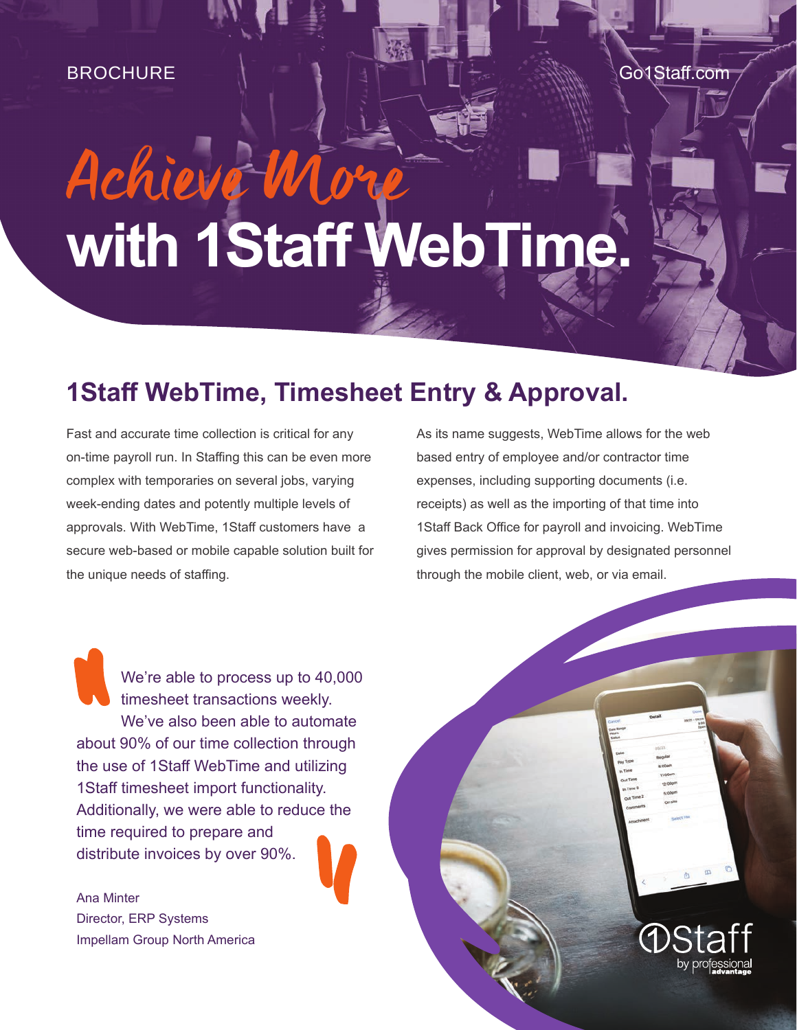BROCHURE

Go1Staff.com

# Achieve More with 1Staff WebTime.

## 1Staff WebTime, Timesheet Entry & Approval.

Fast and accurate time collection is critical for any on-time payroll run. In Staffing this can be even more complex with temporaries on several jobs, varying week-ending dates and potentially multiple levels of approvals. With WebTime, 1Staff customers have a secure web-based or mobile capable solution built for the unique needs of staffing.

As its name suggests, WebTime allows for the web based entry of employee and/or contractor time expenses, including supporting documents (i.e. receipts) as well as the importing of that time into 1Staff Back Office for payroll and invoicing. WebTime gives permission for approval by designated personnel through the mobile client, web, or via email.

> We're able to process up to 40,000 timesheet transactions weekly. We've also been able to automate about 90% of our time collection through the use of 1Staff WebTime and utilizing 1Staff timesheet import functionality. Additionally, we were able to reduce the time required to prepare and distribute invoices by over 90%.

Ana Minter
Director, ERP Systems
Impellam Group North America

1Staff by professional advantage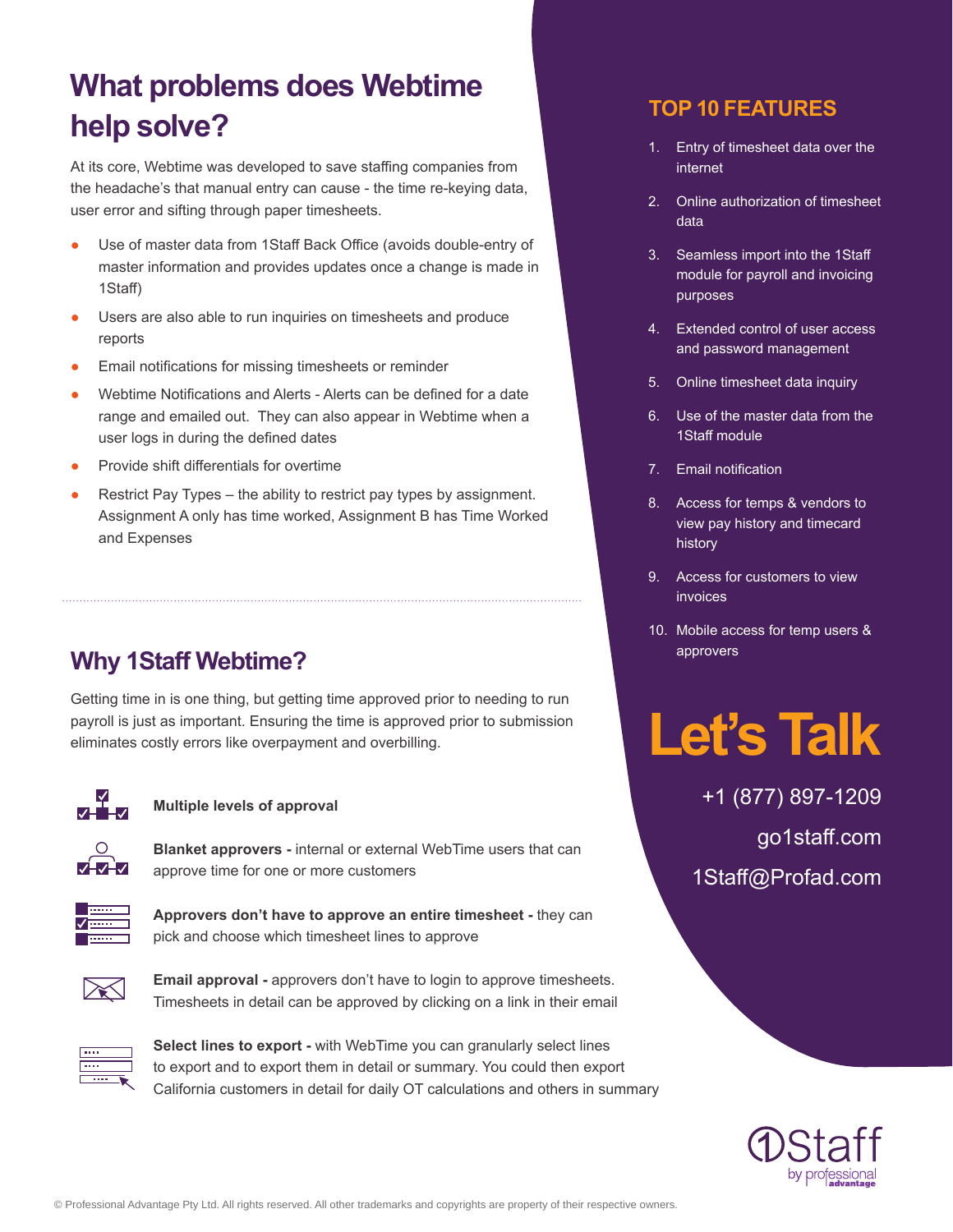# What problems does Webtime help solve?

At its core, Webtime was developed to save staffing companies from the headache's that manual entry can cause - the time re-keying data, user error and sifting through paper timesheets.

- Use of master data from 1Staff Back Office (avoids double-entry of master information and provides updates once a change is made in 1Staff)
- Users are also able to run inquiries on timesheets and produce reports
- Email notifications for missing timesheets or reminder
- Webtime Notifications and Alerts - Alerts can be defined for a date range and emailed out. They can also appear in Webtime when a user logs in during the defined dates
- Provide shift differentials for overtime
- Restrict Pay Types – the ability to restrict pay types by assignment. Assignment A only has time worked, Assignment B has Time Worked and Expenses

## Why 1Staff Webtime?

Getting time in is one thing, but getting time approved prior to needing to run payroll is just as important. Ensuring the time is approved prior to submission eliminates costly errors like overpayment and overbilling.

**Multiple levels of approval**

**Blanket approvers -** internal or external WebTime users that can approve time for one or more customers

**Approvers don't have to approve an entire timesheet -** they can pick and choose which timesheet lines to approve

**Email approval -** approvers don't have to login to approve timesheets. Timesheets in detail can be approved by clicking on a link in their email

**Select lines to export -** with WebTime you can granularly select lines to export and to export them in detail or summary. You could then export California customers in detail for daily OT calculations and others in summary

## TOP 10 FEATURES

1. Entry of timesheet data over the internet
2. Online authorization of timesheet data
3. Seamless import into the 1Staff module for payroll and invoicing purposes
4. Extended control of user access and password management
5. Online timesheet data inquiry
6. Use of the master data from the 1Staff module
7. Email notification
8. Access for temps & vendors to view pay history and timecard history
9. Access for customers to view invoices
10. Mobile access for temp users & approvers

# Let's Talk

+1 (877) 897-1209

go1staff.com

1Staff@Profad.com

1Staff by professional advantage

© Professional Advantage Pty Ltd. All rights reserved. All other trademarks and copyrights are property of their respective owners.